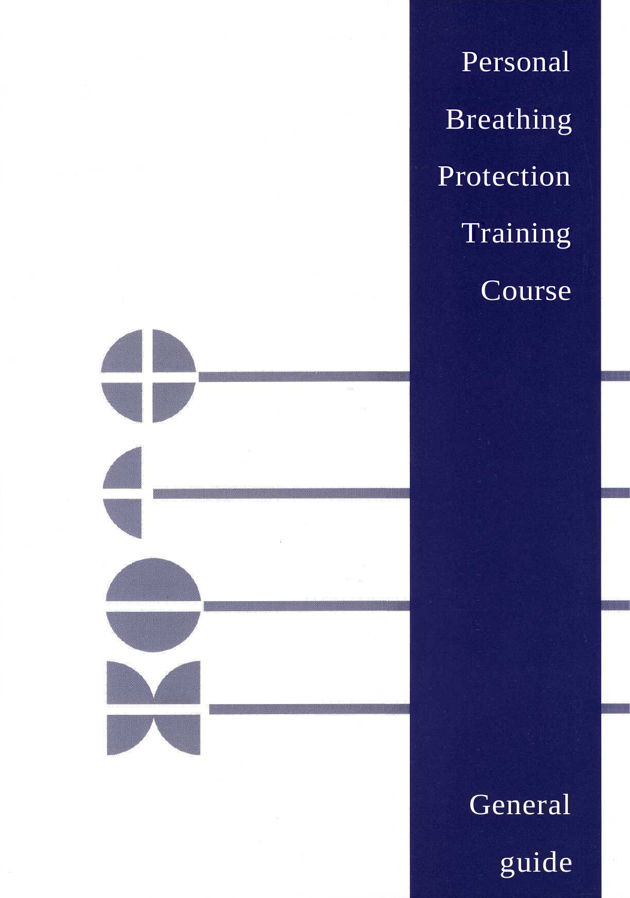# Personal Breathing Protection Training Course

## General guide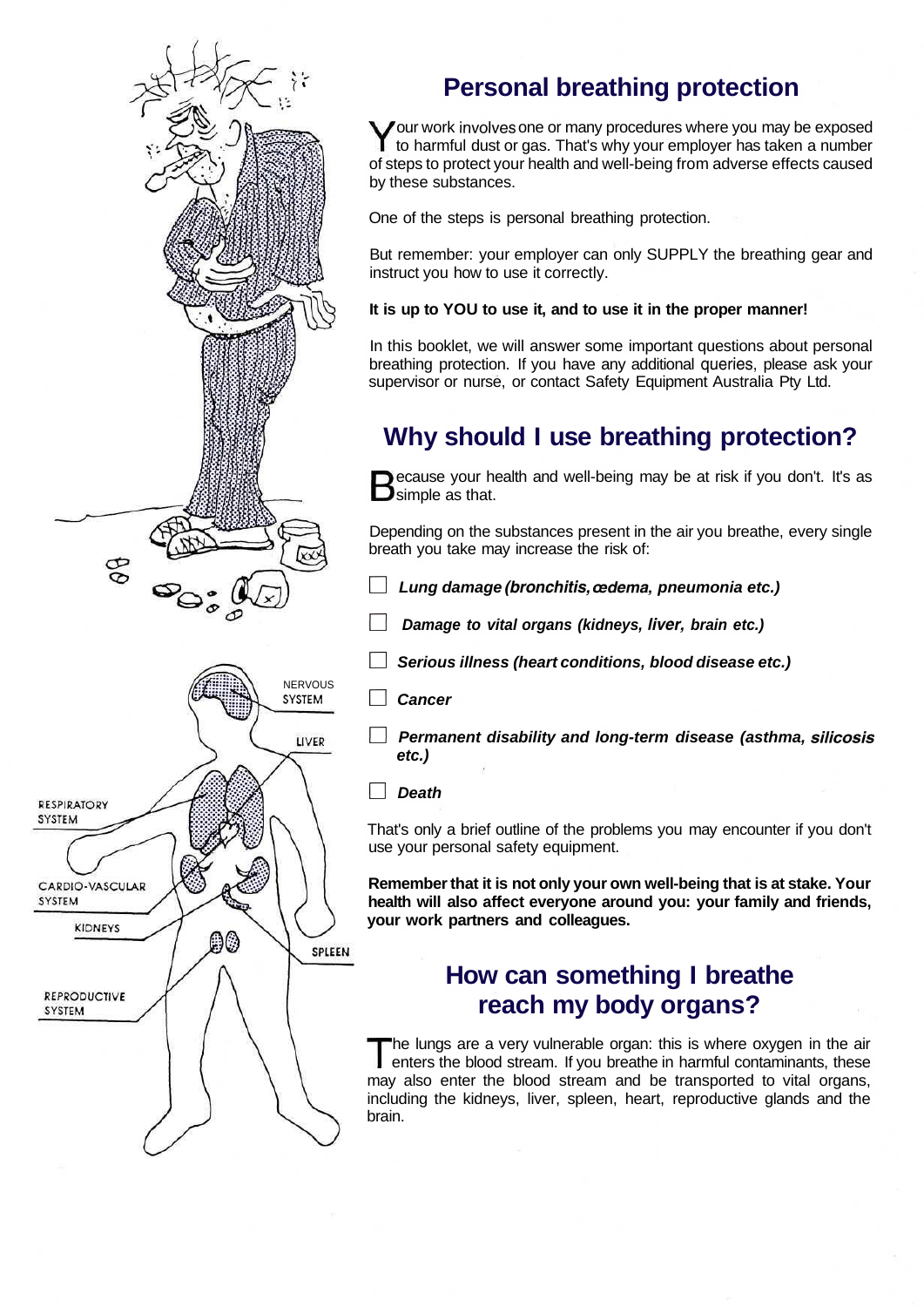## Personal breathing protection

Your work involves one or many procedures where you may be exposed to harmful dust or gas. That's why your employer has taken a number of steps to protect your health and well-being from adverse effects caused by these substances.

One of the steps is personal breathing protection.

But remember: your employer can only SUPPLY the breathing gear and instruct you how to use it correctly.

**It is up to YOU to use it, and to use it in the proper manner!**

In this booklet, we will answer some important questions about personal breathing protection. If you have any additional queries, please ask your supervisor or nurse, or contact Safety Equipment Australia Pty Ltd.

## Why should I use breathing protection?

Because your health and well-being may be at risk if you don't. It's as simple as that.

Depending on the substances present in the air you breathe, every single breath you take may increase the risk of:

- ☐ ***Lung damage (bronchitis, œdema, pneumonia etc.)***
- ☐ ***Damage to vital organs (kidneys, liver, brain etc.)***
- ☐ ***Serious illness (heart conditions, blood disease etc.)***
- ☐ ***Cancer***
- ☐ ***Permanent disability and long-term disease (asthma, silicosis etc.)***
- ☐ ***Death***

That's only a brief outline of the problems you may encounter if you don't use your personal safety equipment.

**Remember that it is not only your own well-being that is at stake. Your health will also affect everyone around you: your family and friends, your work partners and colleagues.**

## How can something I breathe reach my body organs?

The lungs are a very vulnerable organ: this is where oxygen in the air enters the blood stream. If you breathe in harmful contaminants, these may also enter the blood stream and be transported to vital organs, including the kidneys, liver, spleen, heart, reproductive glands and the brain.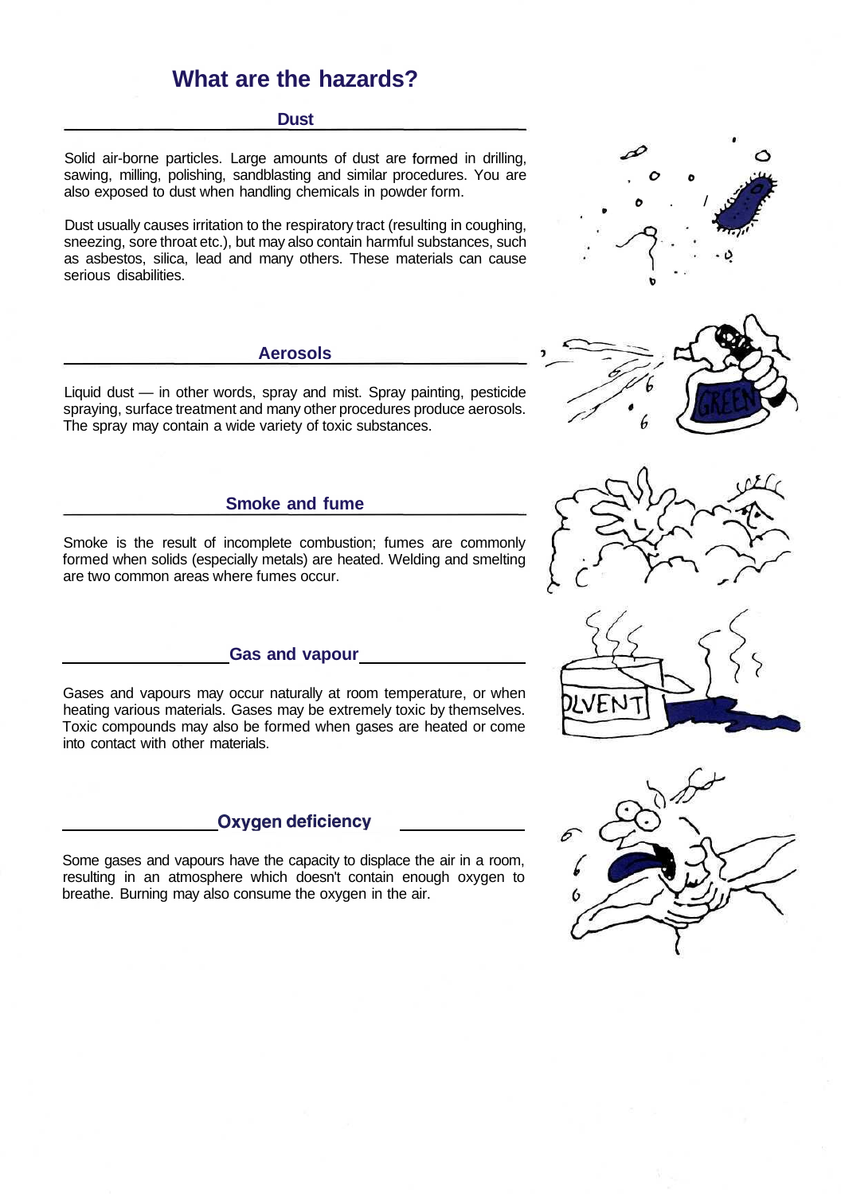# What are the hazards?

## Dust

Solid air-borne particles. Large amounts of dust are formed in drilling, sawing, milling, polishing, sandblasting and similar procedures. You are also exposed to dust when handling chemicals in powder form.

Dust usually causes irritation to the respiratory tract (resulting in coughing, sneezing, sore throat etc.), but may also contain harmful substances, such as asbestos, silica, lead and many others. These materials can cause serious disabilities.

## Aerosols

Liquid dust — in other words, spray and mist. Spray painting, pesticide spraying, surface treatment and many other procedures produce aerosols. The spray may contain a wide variety of toxic substances.

## Smoke and fume

Smoke is the result of incomplete combustion; fumes are commonly formed when solids (especially metals) are heated. Welding and smelting are two common areas where fumes occur.

## Gas and vapour

Gases and vapours may occur naturally at room temperature, or when heating various materials. Gases may be extremely toxic by themselves. Toxic compounds may also be formed when gases are heated or come into contact with other materials.

## Oxygen deficiency

Some gases and vapours have the capacity to displace the air in a room, resulting in an atmosphere which doesn't contain enough oxygen to breathe. Burning may also consume the oxygen in the air.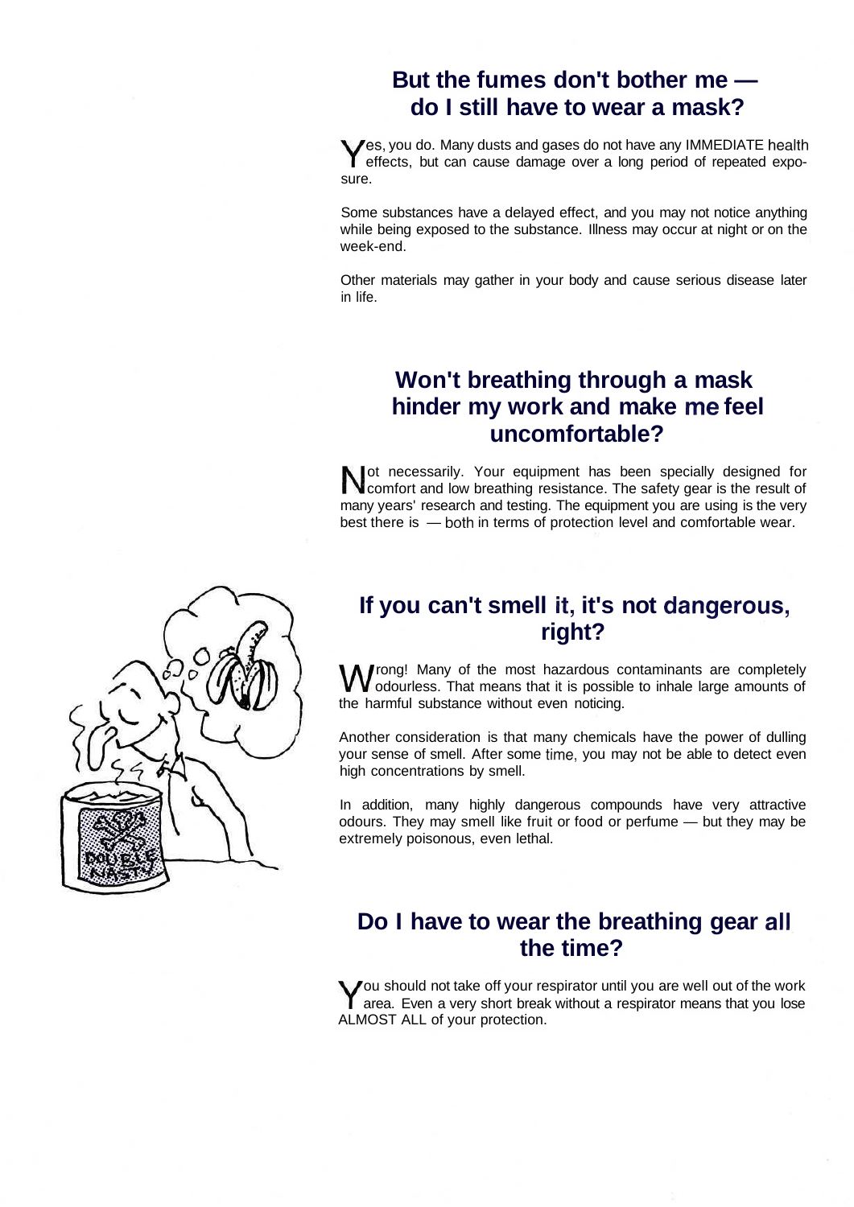## But the fumes don't bother me — do I still have to wear a mask?

Yes, you do. Many dusts and gases do not have any IMMEDIATE health effects, but can cause damage over a long period of repeated exposure.

Some substances have a delayed effect, and you may not notice anything while being exposed to the substance. Illness may occur at night or on the week-end.

Other materials may gather in your body and cause serious disease later in life.

## Won't breathing through a mask hinder my work and make me feel uncomfortable?

Not necessarily. Your equipment has been specially designed for comfort and low breathing resistance. The safety gear is the result of many years' research and testing. The equipment you are using is the very best there is — both in terms of protection level and comfortable wear.

## If you can't smell it, it's not dangerous, right?

Wrong! Many of the most hazardous contaminants are completely odourless. That means that it is possible to inhale large amounts of the harmful substance without even noticing.

Another consideration is that many chemicals have the power of dulling your sense of smell. After some time, you may not be able to detect even high concentrations by smell.

In addition, many highly dangerous compounds have very attractive odours. They may smell like fruit or food or perfume — but they may be extremely poisonous, even lethal.

## Do I have to wear the breathing gear all the time?

You should not take off your respirator until you are well out of the work area. Even a very short break without a respirator means that you lose ALMOST ALL of your protection.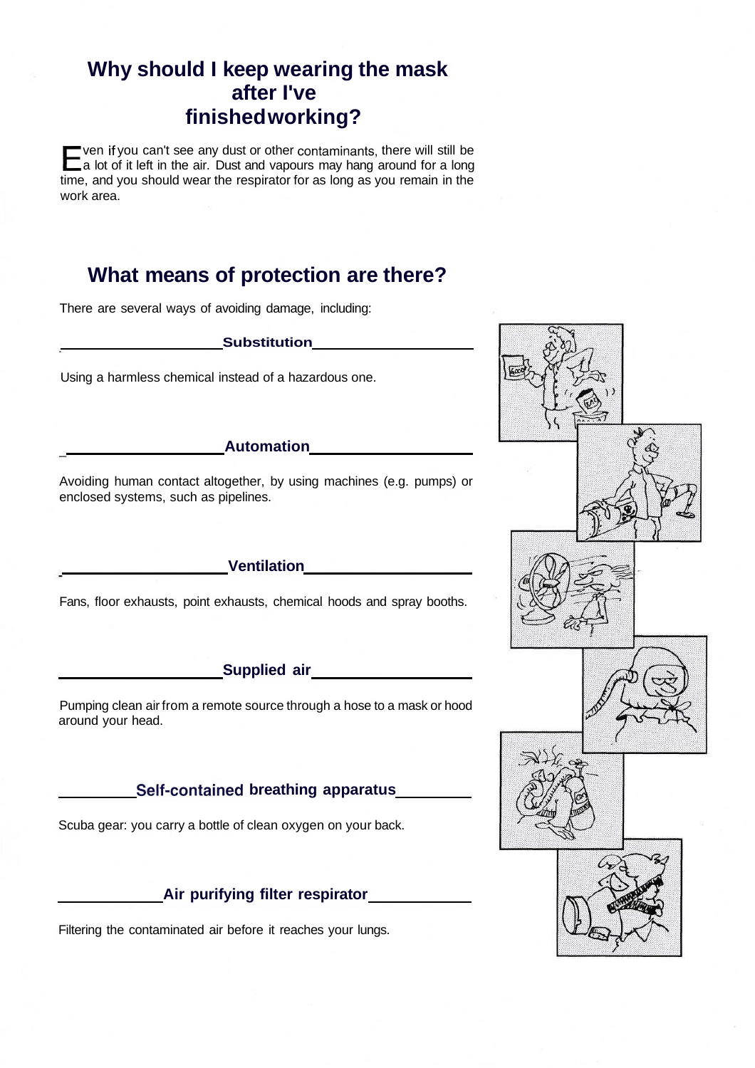## Why should I keep wearing the mask after I've finished working?

Even if you can't see any dust or other contaminants, there will still be a lot of it left in the air. Dust and vapours may hang around for a long time, and you should wear the respirator for as long as you remain in the work area.

## What means of protection are there?

There are several ways of avoiding damage, including:

### Substitution

Using a harmless chemical instead of a hazardous one.

### Automation

Avoiding human contact altogether, by using machines (e.g. pumps) or enclosed systems, such as pipelines.

### Ventilation

Fans, floor exhausts, point exhausts, chemical hoods and spray booths.

### Supplied air

Pumping clean air from a remote source through a hose to a mask or hood around your head.

### Self-contained breathing apparatus

Scuba gear: you carry a bottle of clean oxygen on your back.

### Air purifying filter respirator

Filtering the contaminated air before it reaches your lungs.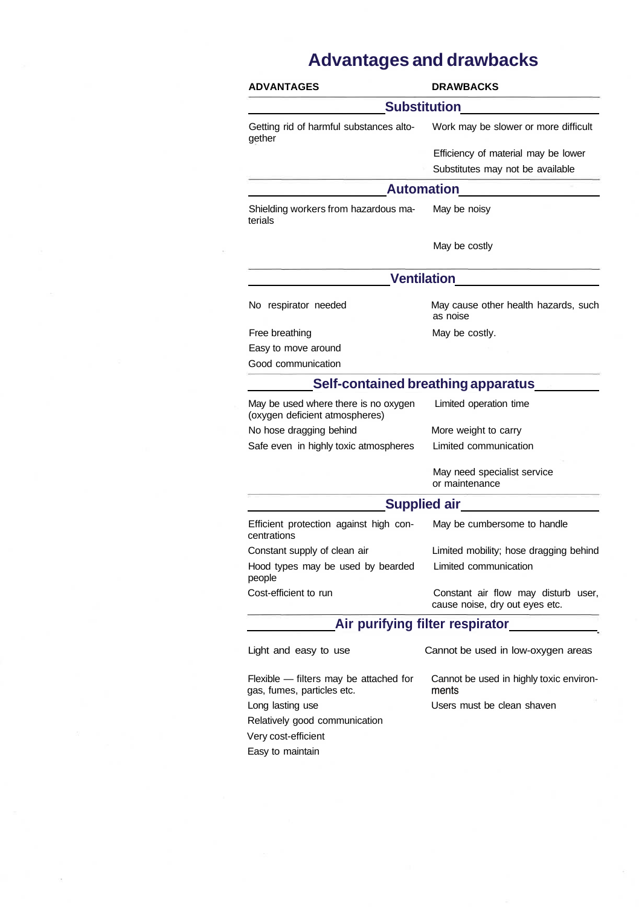# Advantages and drawbacks

| ADVANTAGES | DRAWBACKS |
|---|---|
| **Substitution** | |
| Getting rid of harmful substances altogether | Work may be slower or more difficult |
| | Efficiency of material may be lower |
| | Substitutes may not be available |
| **Automation** | |
| Shielding workers from hazardous materials | May be noisy |
| | May be costly |
| **Ventilation** | |
| No respirator needed | May cause other health hazards, such as noise |
| Free breathing | May be costly. |
| Easy to move around | |
| Good communication | |
| **Self-contained breathing apparatus** | |
| May be used where there is no oxygen (oxygen deficient atmospheres) | Limited operation time |
| No hose dragging behind | More weight to carry |
| Safe even in highly toxic atmospheres | Limited communication |
| | May need specialist service or maintenance |
| **Supplied air** | |
| Efficient protection against high concentrations | May be cumbersome to handle |
| Constant supply of clean air | Limited mobility; hose dragging behind |
| Hood types may be used by bearded people | Limited communication |
| Cost-efficient to run | Constant air flow may disturb user, cause noise, dry out eyes etc. |
| **Air purifying filter respirator** | |
| Light and easy to use | Cannot be used in low-oxygen areas |
| Flexible — filters may be attached for gas, fumes, particles etc. | Cannot be used in highly toxic environments |
| Long lasting use | Users must be clean shaven |
| Relatively good communication | |
| Very cost-efficient | |
| Easy to maintain | |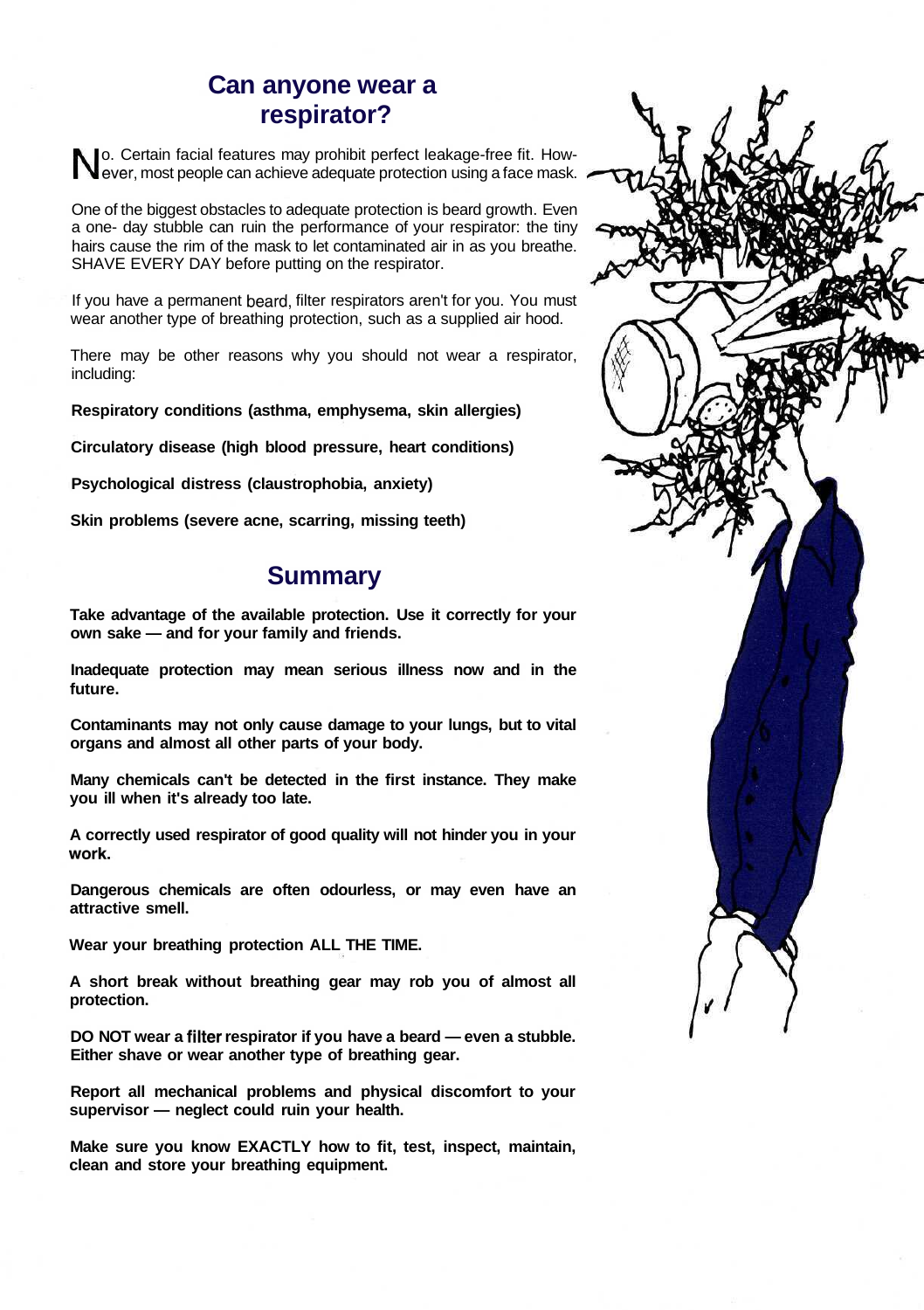## Can anyone wear a respirator?

No. Certain facial features may prohibit perfect leakage-free fit. However, most people can achieve adequate protection using a face mask.

One of the biggest obstacles to adequate protection is beard growth. Even a one- day stubble can ruin the performance of your respirator: the tiny hairs cause the rim of the mask to let contaminated air in as you breathe. SHAVE EVERY DAY before putting on the respirator.

If you have a permanent beard, filter respirators aren't for you. You must wear another type of breathing protection, such as a supplied air hood.

There may be other reasons why you should not wear a respirator, including:

**Respiratory conditions (asthma, emphysema, skin allergies)**

**Circulatory disease (high blood pressure, heart conditions)**

**Psychological distress (claustrophobia, anxiety)**

**Skin problems (severe acne, scarring, missing teeth)**

## Summary

**Take advantage of the available protection. Use it correctly for your own sake — and for your family and friends.**

**Inadequate protection may mean serious illness now and in the future.**

**Contaminants may not only cause damage to your lungs, but to vital organs and almost all other parts of your body.**

**Many chemicals can't be detected in the first instance. They make you ill when it's already too late.**

**A correctly used respirator of good quality will not hinder you in your work.**

**Dangerous chemicals are often odourless, or may even have an attractive smell.**

**Wear your breathing protection ALL THE TIME.**

**A short break without breathing gear may rob you of almost all protection.**

**DO NOT wear a filter respirator if you have a beard — even a stubble. Either shave or wear another type of breathing gear.**

**Report all mechanical problems and physical discomfort to your supervisor — neglect could ruin your health.**

**Make sure you know EXACTLY how to fit, test, inspect, maintain, clean and store your breathing equipment.**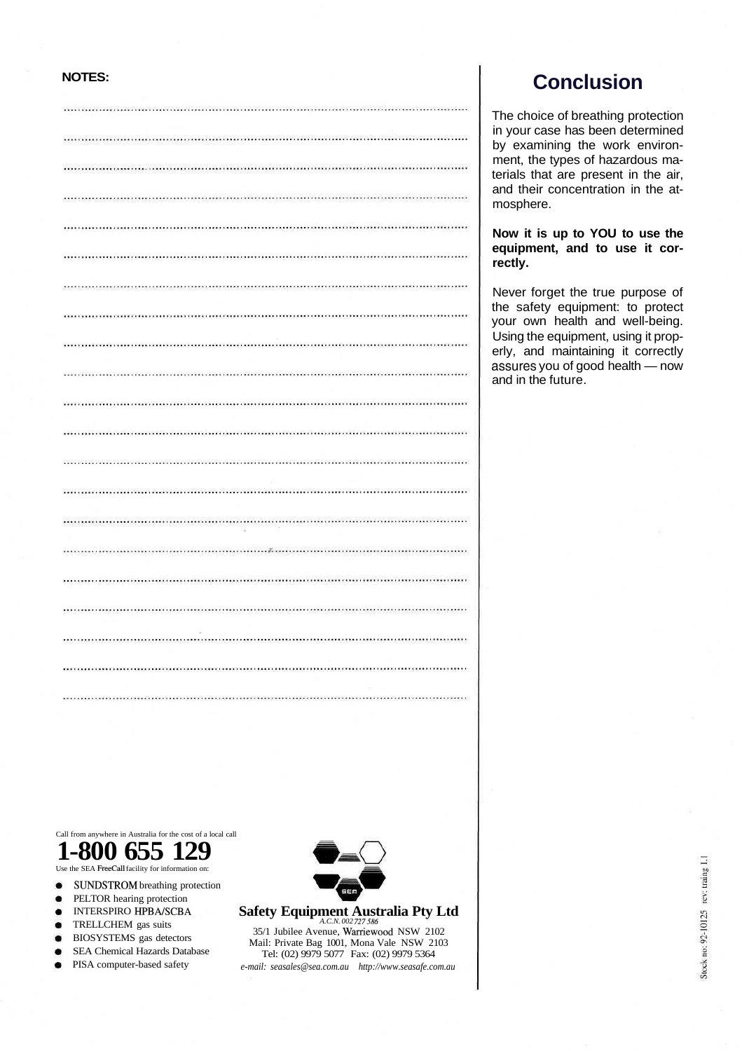**NOTES:**

# Conclusion

The choice of breathing protection in your case has been determined by examining the work environment, the types of hazardous materials that are present in the air, and their concentration in the atmosphere.

**Now it is up to YOU to use the equipment, and to use it correctly.**

Never forget the true purpose of the safety equipment: to protect your own health and well-being. Using the equipment, using it properly, and maintaining it correctly assures you of good health — now and in the future.

Call from anywhere in Australia for the cost of a local call

**1-800 655 129**

Use the SEA FreeCall facility for information on:

- SUNDSTROM breathing protection
- PELTOR hearing protection
- INTERSPIRO HPBA/SCBA
- TRELLCHEM gas suits
- BIOSYSTEMS gas detectors
- SEA Chemical Hazards Database
- PISA computer-based safety

SEA

**Safety Equipment Australia Pty Ltd**

*A.C.N. 002 727 586*

35/1 Jubilee Avenue, Warriewood NSW 2102
Mail: Private Bag 1001, Mona Vale NSW 2103
Tel: (02) 9979 5077 Fax: (02) 9979 5364
*e-mail: seasales@sea.com.au http://www.seasafe.com.au*

Stock no: 92-10125 rev: traing 1.1